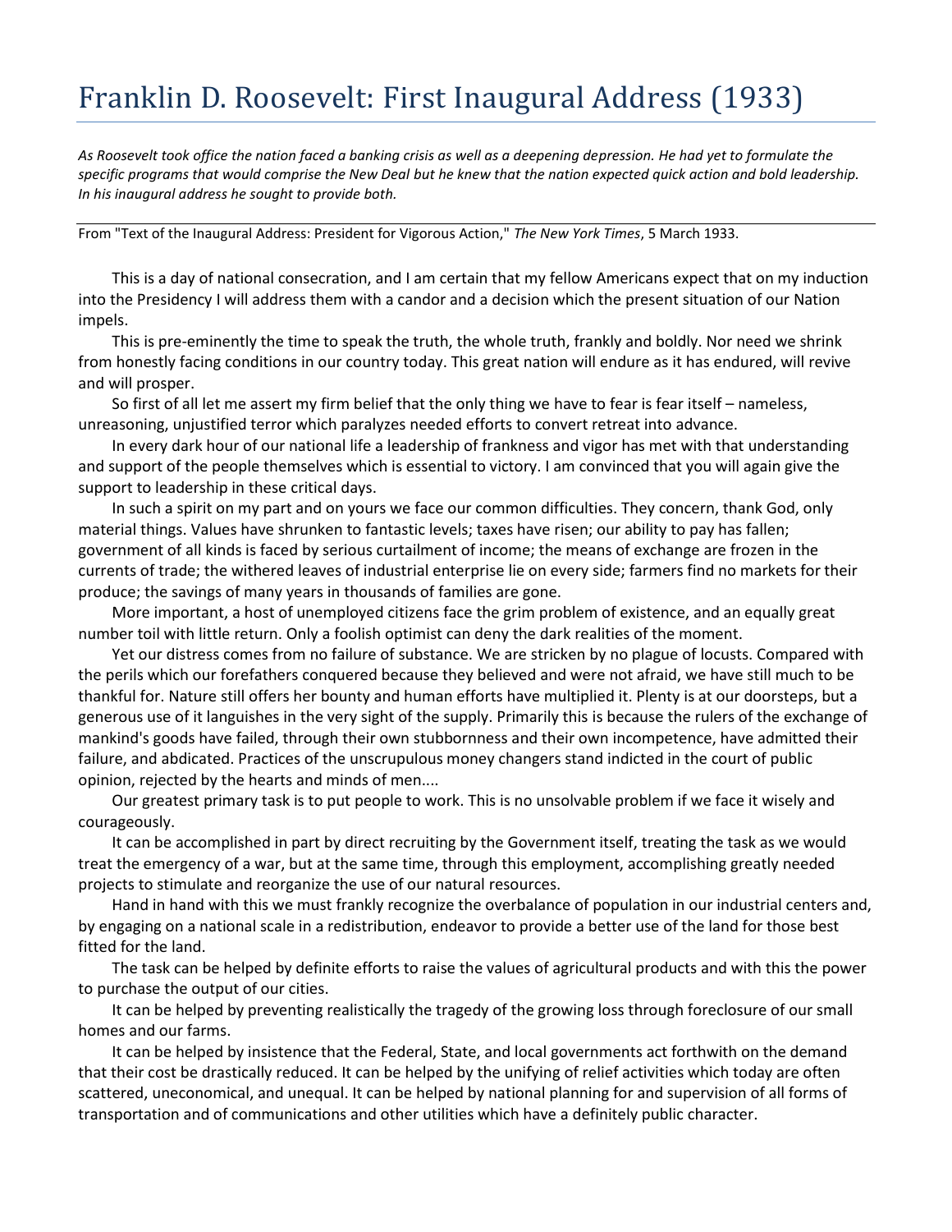# Franklin D. Roosevelt: First Inaugural Address (1933)

*As Roosevelt took office the nation faced a banking crisis as well as a deepening depression. He had yet to formulate the specific programs that would comprise the New Deal but he knew that the nation expected quick action and bold leadership. In his inaugural address he sought to provide both.*

From "Text of the Inaugural Address: President for Vigorous Action," *The New York Times*, 5 March 1933.

This is a day of national consecration, and I am certain that my fellow Americans expect that on my induction into the Presidency I will address them with a candor and a decision which the present situation of our Nation impels.

This is pre-eminently the time to speak the truth, the whole truth, frankly and boldly. Nor need we shrink from honestly facing conditions in our country today. This great nation will endure as it has endured, will revive and will prosper.

So first of all let me assert my firm belief that the only thing we have to fear is fear itself – nameless, unreasoning, unjustified terror which paralyzes needed efforts to convert retreat into advance.

In every dark hour of our national life a leadership of frankness and vigor has met with that understanding and support of the people themselves which is essential to victory. I am convinced that you will again give the support to leadership in these critical days.

In such a spirit on my part and on yours we face our common difficulties. They concern, thank God, only material things. Values have shrunken to fantastic levels; taxes have risen; our ability to pay has fallen; government of all kinds is faced by serious curtailment of income; the means of exchange are frozen in the currents of trade; the withered leaves of industrial enterprise lie on every side; farmers find no markets for their produce; the savings of many years in thousands of families are gone.

More important, a host of unemployed citizens face the grim problem of existence, and an equally great number toil with little return. Only a foolish optimist can deny the dark realities of the moment.

Yet our distress comes from no failure of substance. We are stricken by no plague of locusts. Compared with the perils which our forefathers conquered because they believed and were not afraid, we have still much to be thankful for. Nature still offers her bounty and human efforts have multiplied it. Plenty is at our doorsteps, but a generous use of it languishes in the very sight of the supply. Primarily this is because the rulers of the exchange of mankind's goods have failed, through their own stubbornness and their own incompetence, have admitted their failure, and abdicated. Practices of the unscrupulous money changers stand indicted in the court of public opinion, rejected by the hearts and minds of men....

Our greatest primary task is to put people to work. This is no unsolvable problem if we face it wisely and courageously.

It can be accomplished in part by direct recruiting by the Government itself, treating the task as we would treat the emergency of a war, but at the same time, through this employment, accomplishing greatly needed projects to stimulate and reorganize the use of our natural resources.

Hand in hand with this we must frankly recognize the overbalance of population in our industrial centers and, by engaging on a national scale in a redistribution, endeavor to provide a better use of the land for those best fitted for the land.

The task can be helped by definite efforts to raise the values of agricultural products and with this the power to purchase the output of our cities.

It can be helped by preventing realistically the tragedy of the growing loss through foreclosure of our small homes and our farms.

It can be helped by insistence that the Federal, State, and local governments act forthwith on the demand that their cost be drastically reduced. It can be helped by the unifying of relief activities which today are often scattered, uneconomical, and unequal. It can be helped by national planning for and supervision of all forms of transportation and of communications and other utilities which have a definitely public character.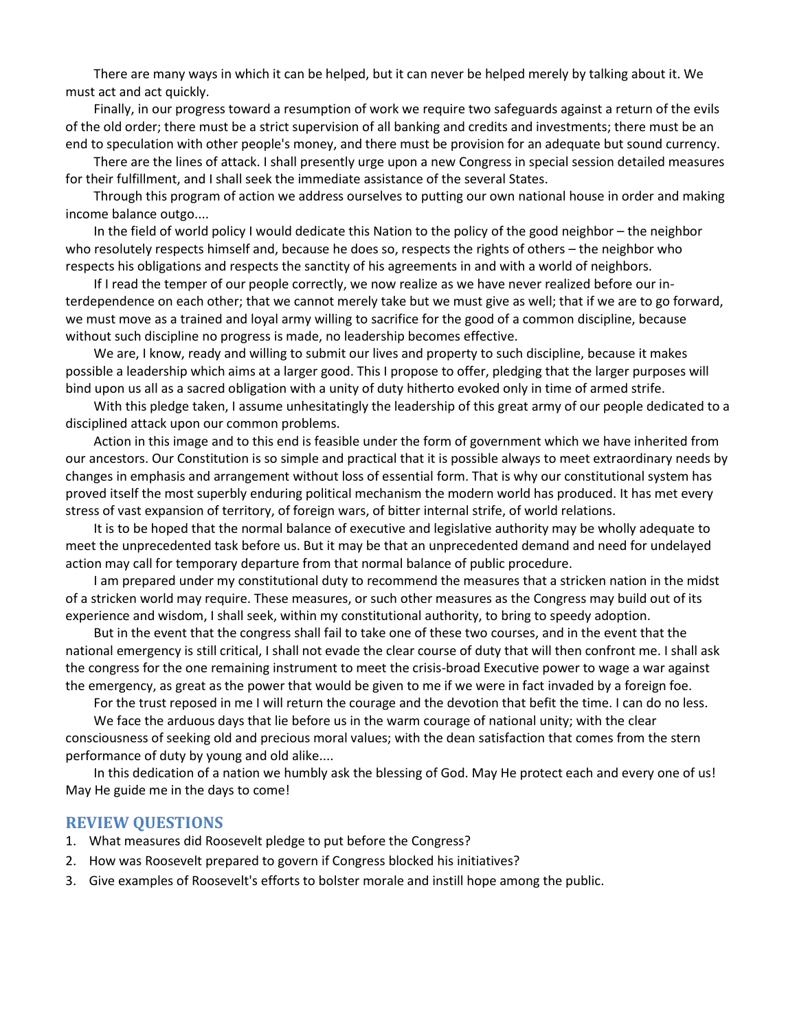There are many ways in which it can be helped, but it can never be helped merely by talking about it. We must act and act quickly.

Finally, in our progress toward a resumption of work we require two safeguards against a return of the evils of the old order; there must be a strict supervision of all banking and credits and investments; there must be an end to speculation with other people's money, and there must be provision for an adequate but sound currency.

There are the lines of attack. I shall presently urge upon a new Congress in special session detailed measures for their fulfillment, and I shall seek the immediate assistance of the several States.

Through this program of action we address ourselves to putting our own national house in order and making income balance outgo....

In the field of world policy I would dedicate this Nation to the policy of the good neighbor – the neighbor who resolutely respects himself and, because he does so, respects the rights of others – the neighbor who respects his obligations and respects the sanctity of his agreements in and with a world of neighbors.

If I read the temper of our people correctly, we now realize as we have never realized before our interdependence on each other; that we cannot merely take but we must give as well; that if we are to go forward, we must move as a trained and loyal army willing to sacrifice for the good of a common discipline, because without such discipline no progress is made, no leadership becomes effective.

We are, I know, ready and willing to submit our lives and property to such discipline, because it makes possible a leadership which aims at a larger good. This I propose to offer, pledging that the larger purposes will bind upon us all as a sacred obligation with a unity of duty hitherto evoked only in time of armed strife.

With this pledge taken, I assume unhesitatingly the leadership of this great army of our people dedicated to a disciplined attack upon our common problems.

Action in this image and to this end is feasible under the form of government which we have inherited from our ancestors. Our Constitution is so simple and practical that it is possible always to meet extraordinary needs by changes in emphasis and arrangement without loss of essential form. That is why our constitutional system has proved itself the most superbly enduring political mechanism the modern world has produced. It has met every stress of vast expansion of territory, of foreign wars, of bitter internal strife, of world relations.

It is to be hoped that the normal balance of executive and legislative authority may be wholly adequate to meet the unprecedented task before us. But it may be that an unprecedented demand and need for undelayed action may call for temporary departure from that normal balance of public procedure.

I am prepared under my constitutional duty to recommend the measures that a stricken nation in the midst of a stricken world may require. These measures, or such other measures as the Congress may build out of its experience and wisdom, I shall seek, within my constitutional authority, to bring to speedy adoption.

But in the event that the congress shall fail to take one of these two courses, and in the event that the national emergency is still critical, I shall not evade the clear course of duty that will then confront me. I shall ask the congress for the one remaining instrument to meet the crisis-broad Executive power to wage a war against the emergency, as great as the power that would be given to me if we were in fact invaded by a foreign foe.

For the trust reposed in me I will return the courage and the devotion that befit the time. I can do no less.

We face the arduous days that lie before us in the warm courage of national unity; with the clear consciousness of seeking old and precious moral values; with the dean satisfaction that comes from the stern performance of duty by young and old alike....

In this dedication of a nation we humbly ask the blessing of God. May He protect each and every one of us! May He guide me in the days to come!

## REVIEW QUESTIONS

1. What measures did Roosevelt pledge to put before the Congress?
2. How was Roosevelt prepared to govern if Congress blocked his initiatives?
3. Give examples of Roosevelt's efforts to bolster morale and instill hope among the public.